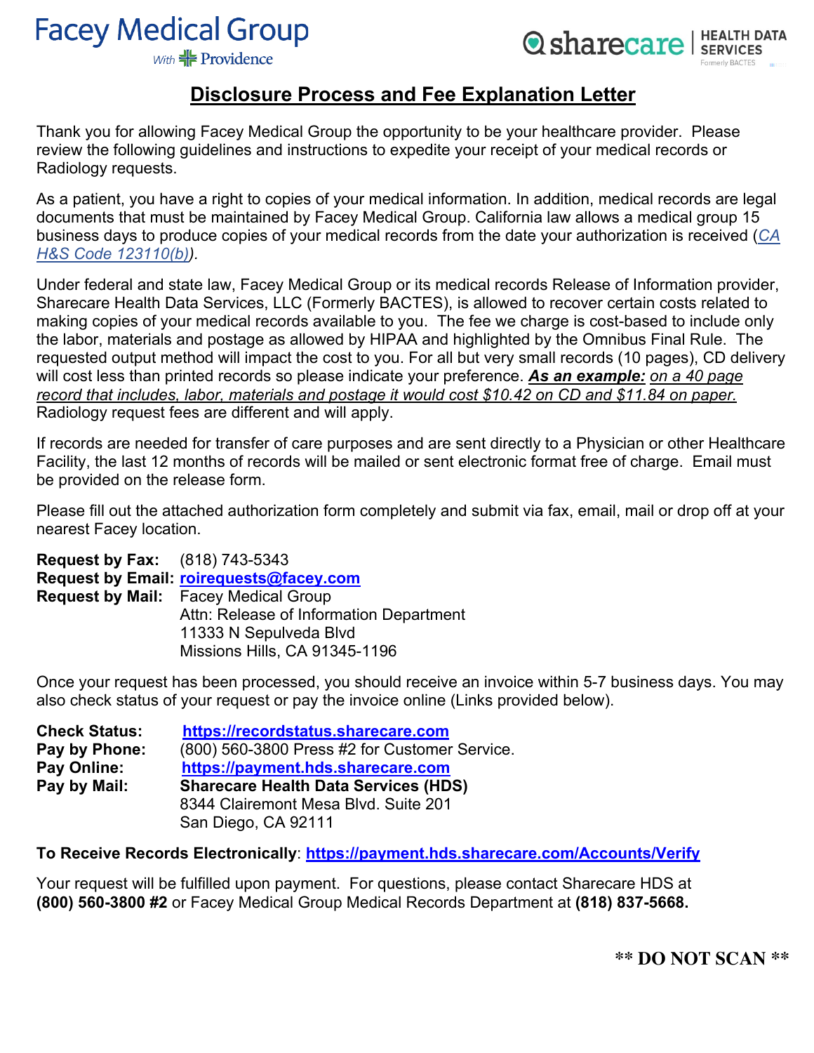Facey Medical Group
With Providence

sharecare | HEALTH DATA SERVICES
Formerly BACTES

# Disclosure Process and Fee Explanation Letter

Thank you for allowing Facey Medical Group the opportunity to be your healthcare provider. Please review the following guidelines and instructions to expedite your receipt of your medical records or Radiology requests.

As a patient, you have a right to copies of your medical information. In addition, medical records are legal documents that must be maintained by Facey Medical Group. California law allows a medical group 15 business days to produce copies of your medical records from the date your authorization is received (*CA H&S Code 123110(b)*).

Under federal and state law, Facey Medical Group or its medical records Release of Information provider, Sharecare Health Data Services, LLC (Formerly BACTES), is allowed to recover certain costs related to making copies of your medical records available to you. The fee we charge is cost-based to include only the labor, materials and postage as allowed by HIPAA and highlighted by the Omnibus Final Rule. The requested output method will impact the cost to you. For all but very small records (10 pages), CD delivery will cost less than printed records so please indicate your preference. ***As an example:*** *on a 40 page record that includes, labor, materials and postage it would cost $10.42 on CD and $11.84 on paper.* Radiology request fees are different and will apply.

If records are needed for transfer of care purposes and are sent directly to a Physician or other Healthcare Facility, the last 12 months of records will be mailed or sent electronic format free of charge. Email must be provided on the release form.

Please fill out the attached authorization form completely and submit via fax, email, mail or drop off at your nearest Facey location.

**Request by Fax:** (818) 743-5343
**Request by Email:** **roirequests@facey.com**
**Request by Mail:** Facey Medical Group
Attn: Release of Information Department
11333 N Sepulveda Blvd
Missions Hills, CA 91345-1196

Once your request has been processed, you should receive an invoice within 5-7 business days. You may also check status of your request or pay the invoice online (Links provided below).

**Check Status:** **https://recordstatus.sharecare.com**
**Pay by Phone:** (800) 560-3800 Press #2 for Customer Service.
**Pay Online:** **https://payment.hds.sharecare.com**
**Pay by Mail:** **Sharecare Health Data Services (HDS)**
8344 Clairemont Mesa Blvd. Suite 201
San Diego, CA 92111

**To Receive Records Electronically**: **https://payment.hds.sharecare.com/Accounts/Verify**

Your request will be fulfilled upon payment. For questions, please contact Sharecare HDS at **(800) 560-3800 #2** or Facey Medical Group Medical Records Department at **(818) 837-5668.**

**\*\* DO NOT SCAN \*\***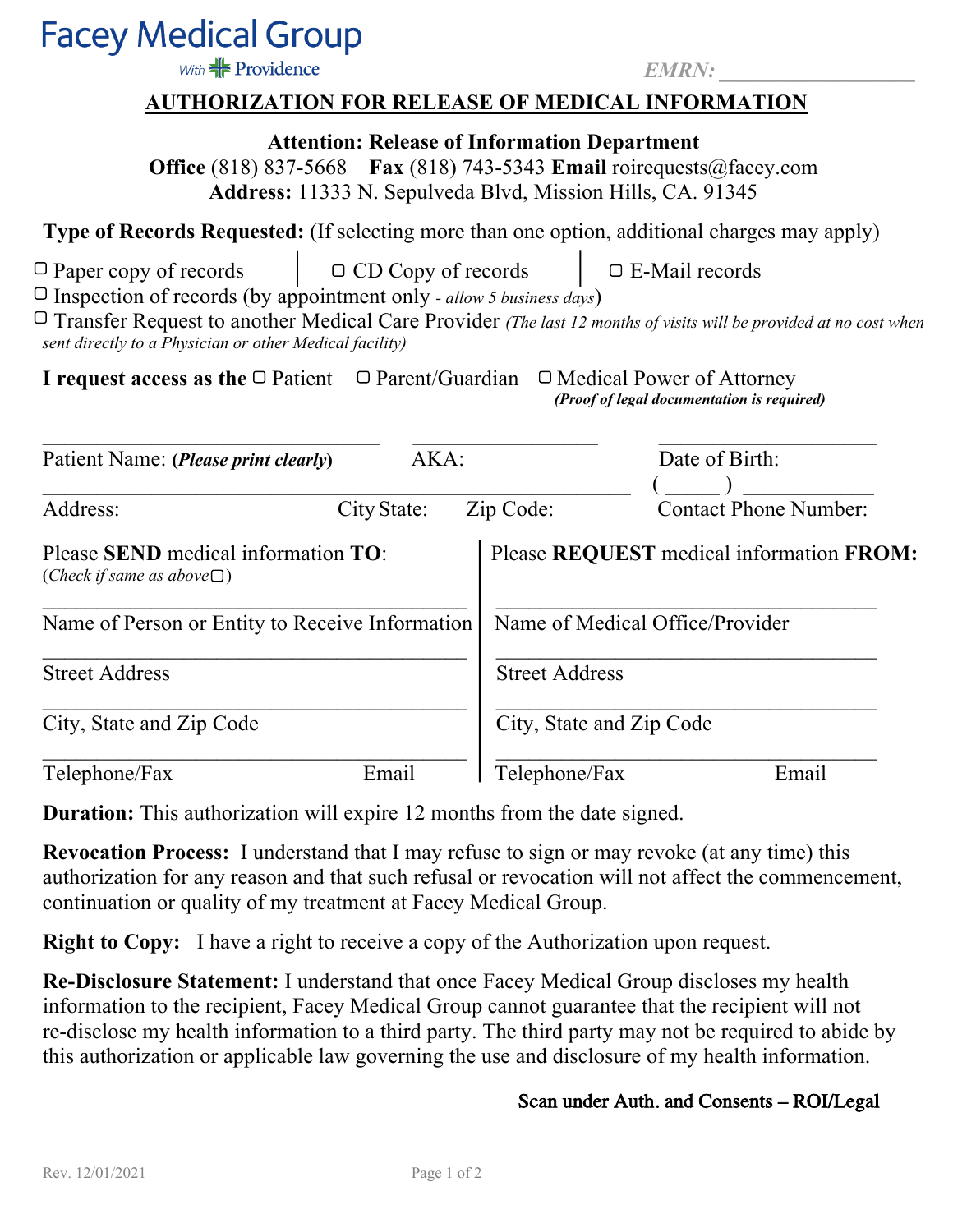# Facey Medical Group

With Providence

*EMRN:* ___________________

## AUTHORIZATION FOR RELEASE OF MEDICAL INFORMATION

**Attention: Release of Information Department**
**Office** (818) 837-5668 **Fax** (818) 743-5343 **Email** roirequests@facey.com
**Address:** 11333 N. Sepulveda Blvd, Mission Hills, CA. 91345

**Type of Records Requested:** (If selecting more than one option, additional charges may apply)

▢ Paper copy of records | ▢ CD Copy of records | ▢ E-Mail records

▢ Inspection of records (by appointment only *- allow 5 business days*)

▢ Transfer Request to another Medical Care Provider *(The last 12 months of visits will be provided at no cost when sent directly to a Physician or other Medical facility)*

**I request access as the** ▢ Patient ▢ Parent/Guardian ▢ Medical Power of Attorney
***(Proof of legal documentation is required)***

______________________________ ________________ ____________________
Patient Name: (***Please print clearly***) AKA: Date of Birth:

_____________________________________________________ ( _____ ) ____________
Address: City State: Zip Code: Contact Phone Number:

| Please **SEND** medical information **TO**: (*Check if same as above* ▢) | Please **REQUEST** medical information **FROM:** |
|---|---|
| ______________________________ Name of Person or Entity to Receive Information | ______________________________ Name of Medical Office/Provider |
| ______________________________ Street Address | ______________________________ Street Address |
| ______________________________ City, State and Zip Code | ______________________________ City, State and Zip Code |
| ______________________________ Telephone/Fax Email | ______________________________ Telephone/Fax Email |

**Duration:** This authorization will expire 12 months from the date signed.

**Revocation Process:** I understand that I may refuse to sign or may revoke (at any time) this authorization for any reason and that such refusal or revocation will not affect the commencement, continuation or quality of my treatment at Facey Medical Group.

**Right to Copy:** I have a right to receive a copy of the Authorization upon request.

**Re-Disclosure Statement:** I understand that once Facey Medical Group discloses my health information to the recipient, Facey Medical Group cannot guarantee that the recipient will not re-disclose my health information to a third party. The third party may not be required to abide by this authorization or applicable law governing the use and disclosure of my health information.

Scan under Auth. and Consents – ROI/Legal

Rev. 12/01/2021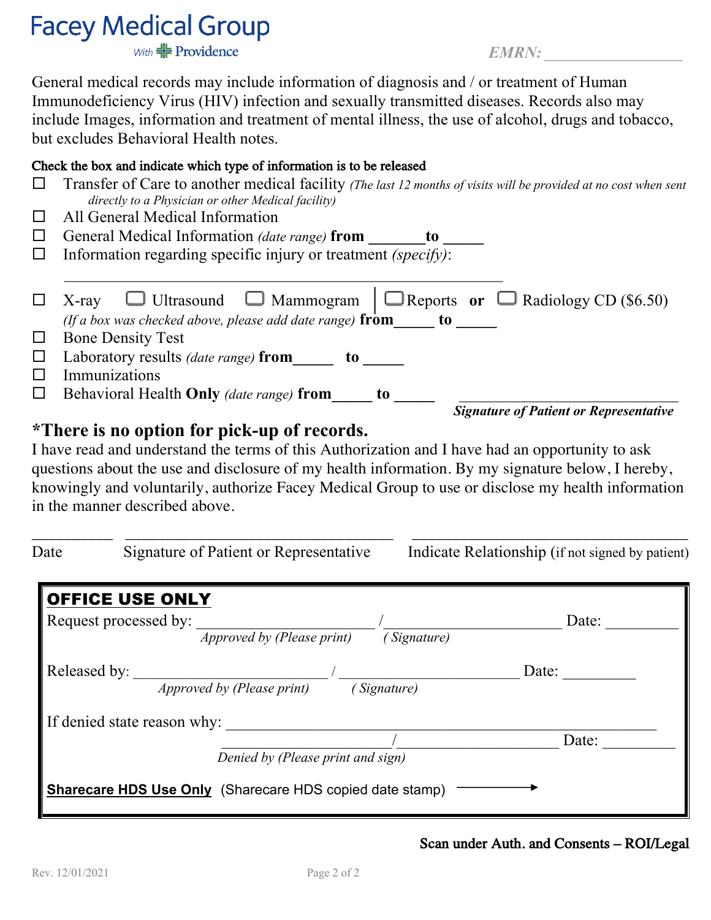# Facey Medical Group

With Providence

*EMRN:* ________________

General medical records may include information of diagnosis and / or treatment of Human Immunodeficiency Virus (HIV) infection and sexually transmitted diseases. Records also may include Images, information and treatment of mental illness, the use of alcohol, drugs and tobacco, but excludes Behavioral Health notes.

**Check the box and indicate which type of information is to be released**

- ☐ Transfer of Care to another medical facility *(The last 12 months of visits will be provided at no cost when sent directly to a Physician or other Medical facility)*
- ☐ All General Medical Information
- ☐ General Medical Information *(date range)* **from** _______ **to** _____
- ☐ Information regarding specific injury or treatment *(specify)*:

  ____________________________________________________________

- ☐ X-ray ☐ Ultrasound ☐ Mammogram | ☐ Reports **or** ☐ Radiology CD ($6.50)

  *(If a box was checked above, please add date range)* **from** _____ **to** _____
- ☐ Bone Density Test
- ☐ Laboratory results *(date range)* **from** _____ **to** _____
- ☐ Immunizations
- ☐ Behavioral Health **Only** *(date range)* **from** _____ **to** _____

______________________________

***Signature of Patient or Representative***

## *There is no option for pick-up of records.

I have read and understand the terms of this Authorization and I have had an opportunity to ask questions about the use and disclosure of my health information. By my signature below, I hereby, knowingly and voluntarily, authorize Facey Medical Group to use or disclose my health information in the manner described above.

__________ ___________________________________ ___________________________________

Date Signature of Patient or Representative Indicate Relationship (if not signed by patient)

---

**OFFICE USE ONLY**

Request processed by: ______________________ / ______________________ Date: _________

*Approved by (Please print)* *( Signature)*

Released by: ______________________ / ______________________ Date: _________

*Approved by (Please print)* *( Signature)*

If denied state reason why: ____________________________________________________

______________________ / ______________________ Date: _________

*Denied by (Please print and sign)*

**Sharecare HDS Use Only** (Sharecare HDS copied date stamp) ⟶

---

Scan under Auth. and Consents – ROI/Legal

Rev. 12/01/2021